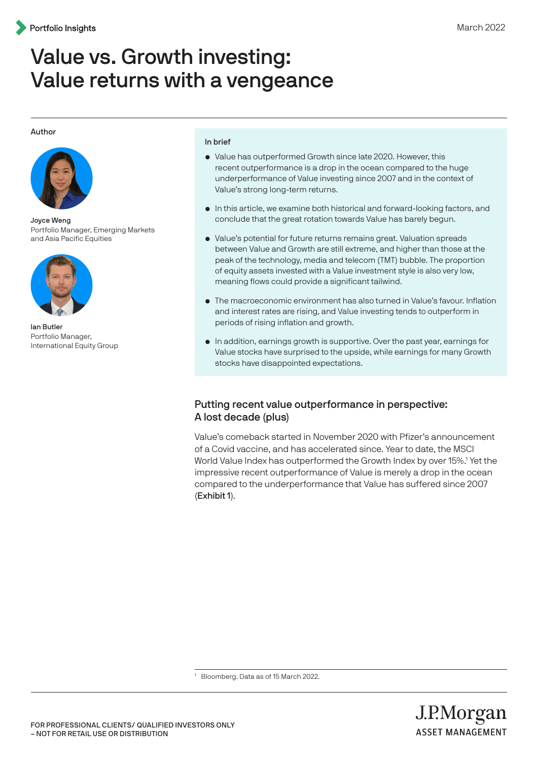Portfolio Insights

March 2022

# Value vs. Growth investing: Value returns with a vengeance

Author

**Joyce Weng**
Portfolio Manager, Emerging Markets and Asia Pacific Equities

**Ian Butler**
Portfolio Manager, International Equity Group

**In brief**

- Value has outperformed Growth since late 2020. However, this recent outperformance is a drop in the ocean compared to the huge underperformance of Value investing since 2007 and in the context of Value's strong long-term returns.
- In this article, we examine both historical and forward-looking factors, and conclude that the great rotation towards Value has barely begun.
- Value's potential for future returns remains great. Valuation spreads between Value and Growth are still extreme, and higher than those at the peak of the technology, media and telecom (TMT) bubble. The proportion of equity assets invested with a Value investment style is also very low, meaning flows could provide a significant tailwind.
- The macroeconomic environment has also turned in Value's favour. Inflation and interest rates are rising, and Value investing tends to outperform in periods of rising inflation and growth.
- In addition, earnings growth is supportive. Over the past year, earnings for Value stocks have surprised to the upside, while earnings for many Growth stocks have disappointed expectations.

## Putting recent value outperformance in perspective: A lost decade (plus)

Value's comeback started in November 2020 with Pfizer's announcement of a Covid vaccine, and has accelerated since. Year to date, the MSCI World Value Index has outperformed the Growth Index by over 15%.[1] Yet the impressive recent outperformance of Value is merely a drop in the ocean compared to the underperformance that Value has suffered since 2007 (**Exhibit 1**).

[1] Bloomberg. Data as of 15 March 2022.

FOR PROFESSIONAL CLIENTS/ QUALIFIED INVESTORS ONLY
– NOT FOR RETAIL USE OR DISTRIBUTION

J.P.Morgan ASSET MANAGEMENT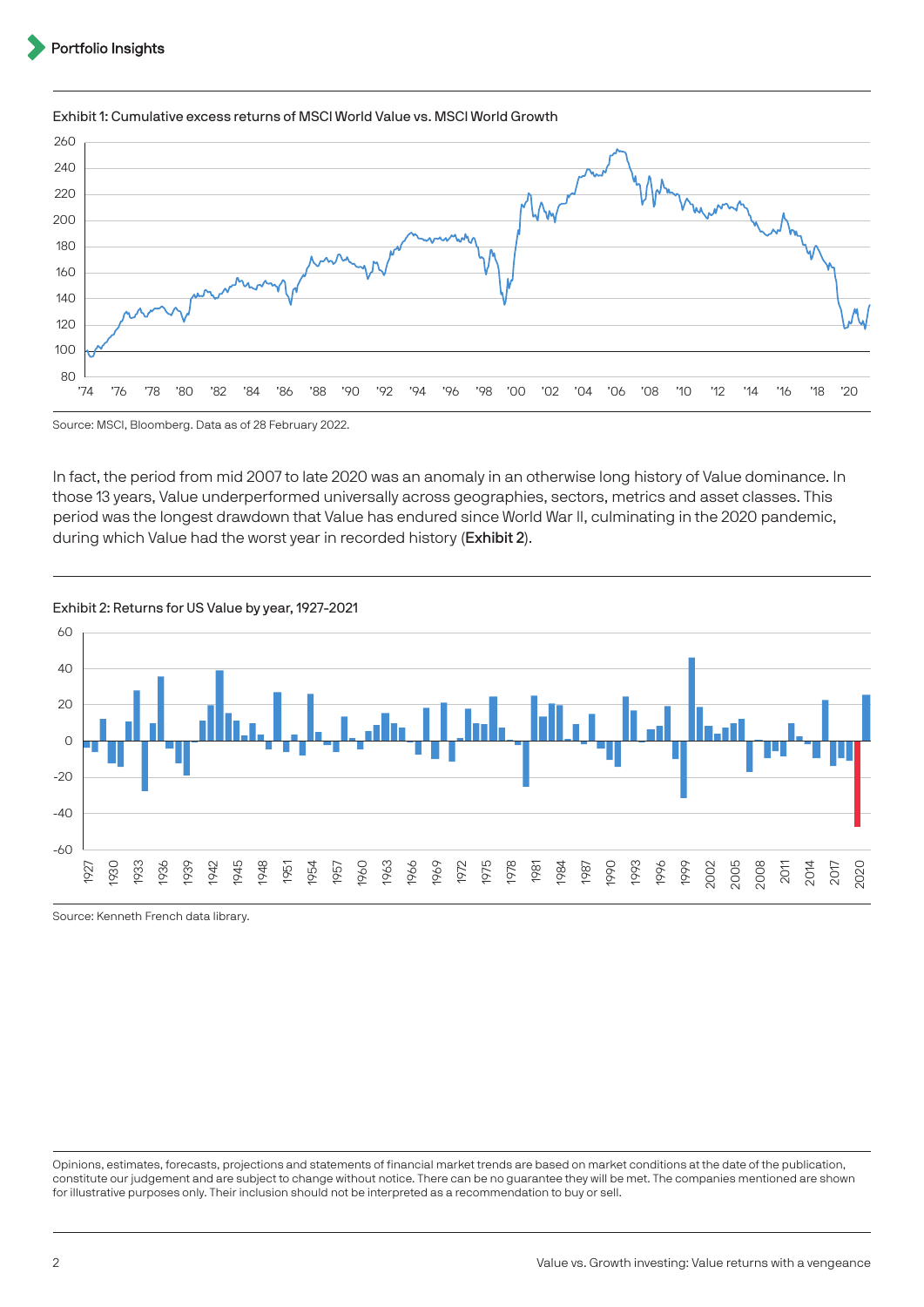Exhibit 1: Cumulative excess returns of MSCI World Value vs. MSCI World Growth

Source: MSCI, Bloomberg. Data as of 28 February 2022.

In fact, the period from mid 2007 to late 2020 was an anomaly in an otherwise long history of Value dominance. In those 13 years, Value underperformed universally across geographies, sectors, metrics and asset classes. This period was the longest drawdown that Value has endured since World War II, culminating in the 2020 pandemic, during which Value had the worst year in recorded history (**Exhibit 2**).

Exhibit 2: Returns for US Value by year, 1927-2021

Source: Kenneth French data library.

Opinions, estimates, forecasts, projections and statements of financial market trends are based on market conditions at the date of the publication, constitute our judgement and are subject to change without notice. There can be no guarantee they will be met. The companies mentioned are shown for illustrative purposes only. Their inclusion should not be interpreted as a recommendation to buy or sell.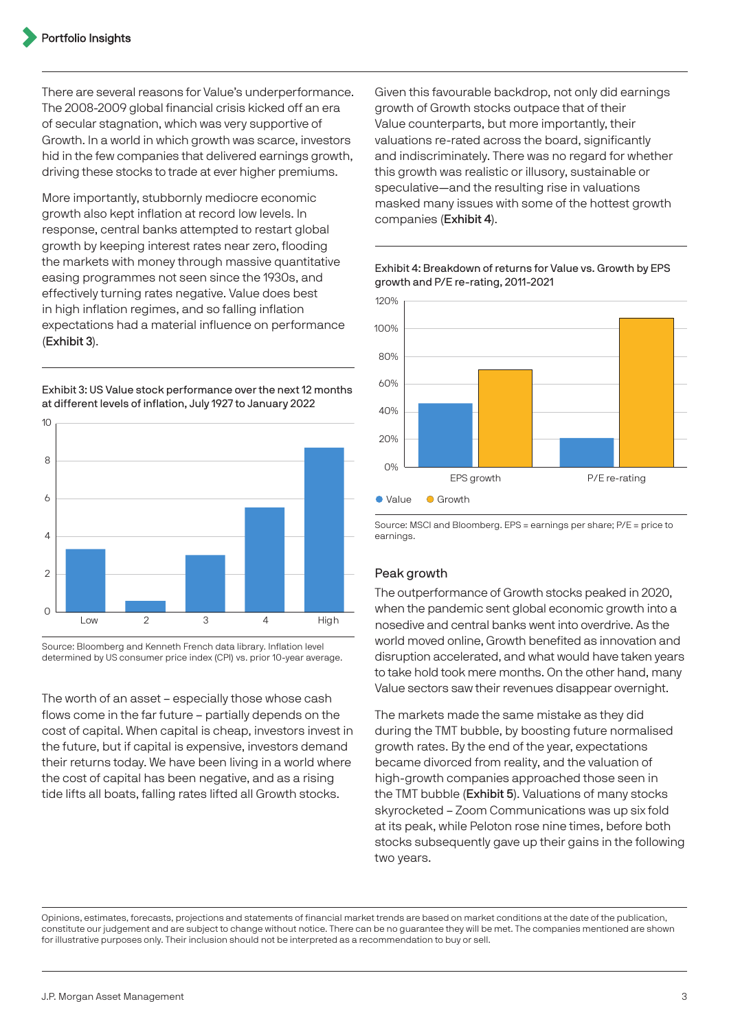There are several reasons for Value's underperformance. The 2008-2009 global financial crisis kicked off an era of secular stagnation, which was very supportive of Growth. In a world in which growth was scarce, investors hid in the few companies that delivered earnings growth, driving these stocks to trade at ever higher premiums.

More importantly, stubbornly mediocre economic growth also kept inflation at record low levels. In response, central banks attempted to restart global growth by keeping interest rates near zero, flooding the markets with money through massive quantitative easing programmes not seen since the 1930s, and effectively turning rates negative. Value does best in high inflation regimes, and so falling inflation expectations had a material influence on performance (**Exhibit 3**).

Exhibit 3: US Value stock performance over the next 12 months at different levels of inflation, July 1927 to January 2022

| Inflation level | Value |
|---|---|
| Low | 3.3 |
| 2 | 0.6 |
| 3 | 3.0 |
| 4 | 5.5 |
| High | 8.7 |

Source: Bloomberg and Kenneth French data library. Inflation level determined by US consumer price index (CPI) vs. prior 10-year average.

The worth of an asset – especially those whose cash flows come in the far future – partially depends on the cost of capital. When capital is cheap, investors invest in the future, but if capital is expensive, investors demand their returns today. We have been living in a world where the cost of capital has been negative, and as a rising tide lifts all boats, falling rates lifted all Growth stocks.

Given this favourable backdrop, not only did earnings growth of Growth stocks outpace that of their Value counterparts, but more importantly, their valuations re-rated across the board, significantly and indiscriminately. There was no regard for whether this growth was realistic or illusory, sustainable or speculative—and the resulting rise in valuations masked many issues with some of the hottest growth companies (**Exhibit 4**).

Exhibit 4: Breakdown of returns for Value vs. Growth by EPS growth and P/E re-rating, 2011-2021

| | Value | Growth |
|---|---|---|
| EPS growth | 46% | 70% |
| P/E re-rating | 21% | 108% |

Source: MSCI and Bloomberg. EPS = earnings per share; P/E = price to earnings.

## Peak growth

The outperformance of Growth stocks peaked in 2020, when the pandemic sent global economic growth into a nosedive and central banks went into overdrive. As the world moved online, Growth benefited as innovation and disruption accelerated, and what would have taken years to take hold took mere months. On the other hand, many Value sectors saw their revenues disappear overnight.

The markets made the same mistake as they did during the TMT bubble, by boosting future normalised growth rates. By the end of the year, expectations became divorced from reality, and the valuation of high-growth companies approached those seen in the TMT bubble (**Exhibit 5**). Valuations of many stocks skyrocketed – Zoom Communications was up six fold at its peak, while Peloton rose nine times, before both stocks subsequently gave up their gains in the following two years.

Opinions, estimates, forecasts, projections and statements of financial market trends are based on market conditions at the date of the publication, constitute our judgement and are subject to change without notice. There can be no guarantee they will be met. The companies mentioned are shown for illustrative purposes only. Their inclusion should not be interpreted as a recommendation to buy or sell.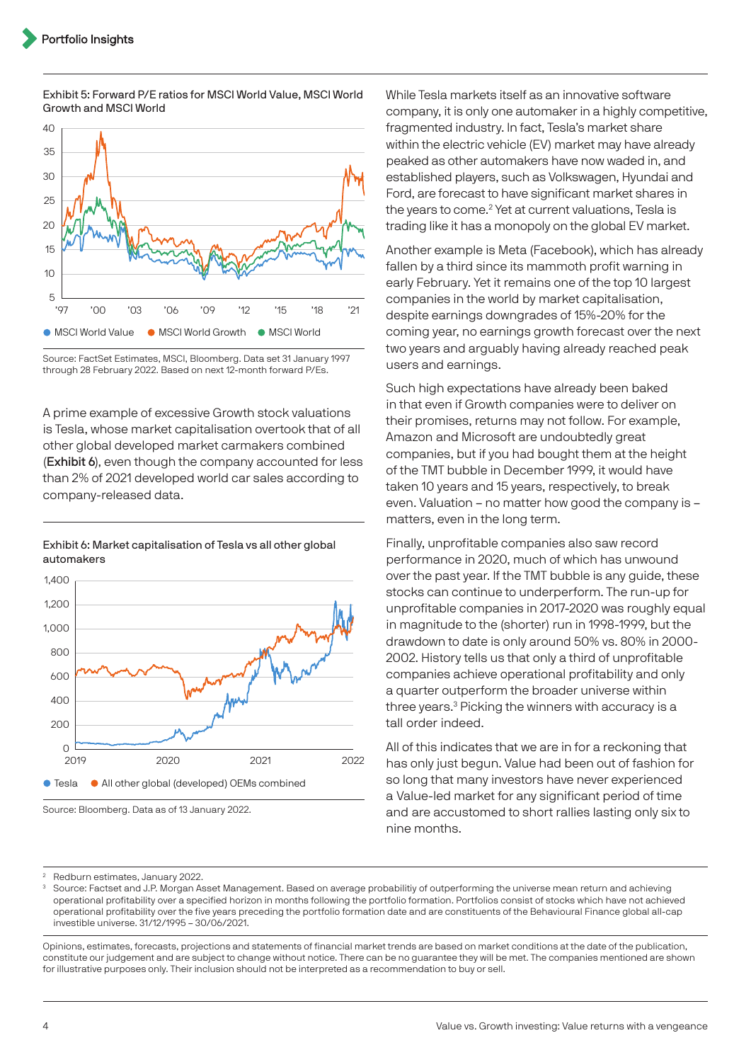Exhibit 5: Forward P/E ratios for MSCI World Value, MSCI World Growth and MSCI World

Source: FactSet Estimates, MSCI, Bloomberg. Data set 31 January 1997 through 28 February 2022. Based on next 12-month forward P/Es.

A prime example of excessive Growth stock valuations is Tesla, whose market capitalisation overtook that of all other global developed market carmakers combined (**Exhibit 6**), even though the company accounted for less than 2% of 2021 developed world car sales according to company-released data.

Exhibit 6: Market capitalisation of Tesla vs all other global automakers

Source: Bloomberg. Data as of 13 January 2022.

While Tesla markets itself as an innovative software company, it is only one automaker in a highly competitive, fragmented industry. In fact, Tesla's market share within the electric vehicle (EV) market may have already peaked as other automakers have now waded in, and established players, such as Volkswagen, Hyundai and Ford, are forecast to have significant market shares in the years to come.[2] Yet at current valuations, Tesla is trading like it has a monopoly on the global EV market.

Another example is Meta (Facebook), which has already fallen by a third since its mammoth profit warning in early February. Yet it remains one of the top 10 largest companies in the world by market capitalisation, despite earnings downgrades of 15%-20% for the coming year, no earnings growth forecast over the next two years and arguably having already reached peak users and earnings.

Such high expectations have already been baked in that even if Growth companies were to deliver on their promises, returns may not follow. For example, Amazon and Microsoft are undoubtedly great companies, but if you had bought them at the height of the TMT bubble in December 1999, it would have taken 10 years and 15 years, respectively, to break even. Valuation – no matter how good the company is – matters, even in the long term.

Finally, unprofitable companies also saw record performance in 2020, much of which has unwound over the past year. If the TMT bubble is any guide, these stocks can continue to underperform. The run-up for unprofitable companies in 2017-2020 was roughly equal in magnitude to the (shorter) run in 1998-1999, but the drawdown to date is only around 50% vs. 80% in 2000-2002. History tells us that only a third of unprofitable companies achieve operational profitability and only a quarter outperform the broader universe within three years.[3] Picking the winners with accuracy is a tall order indeed.

All of this indicates that we are in for a reckoning that has only just begun. Value had been out of fashion for so long that many investors have never experienced a Value-led market for any significant period of time and are accustomed to short rallies lasting only six to nine months.

[2] Redburn estimates, January 2022.

[3] Source: Factset and J.P. Morgan Asset Management. Based on average probabilitiy of outperforming the universe mean return and achieving operational profitability over a specified horizon in months following the portfolio formation. Portfolios consist of stocks which have not achieved operational profitability over the five years preceding the portfolio formation date and are constituents of the Behavioural Finance global all-cap investible universe. 31/12/1995 – 30/06/2021.

Opinions, estimates, forecasts, projections and statements of financial market trends are based on market conditions at the date of the publication, constitute our judgement and are subject to change without notice. There can be no guarantee they will be met. The companies mentioned are shown for illustrative purposes only. Their inclusion should not be interpreted as a recommendation to buy or sell.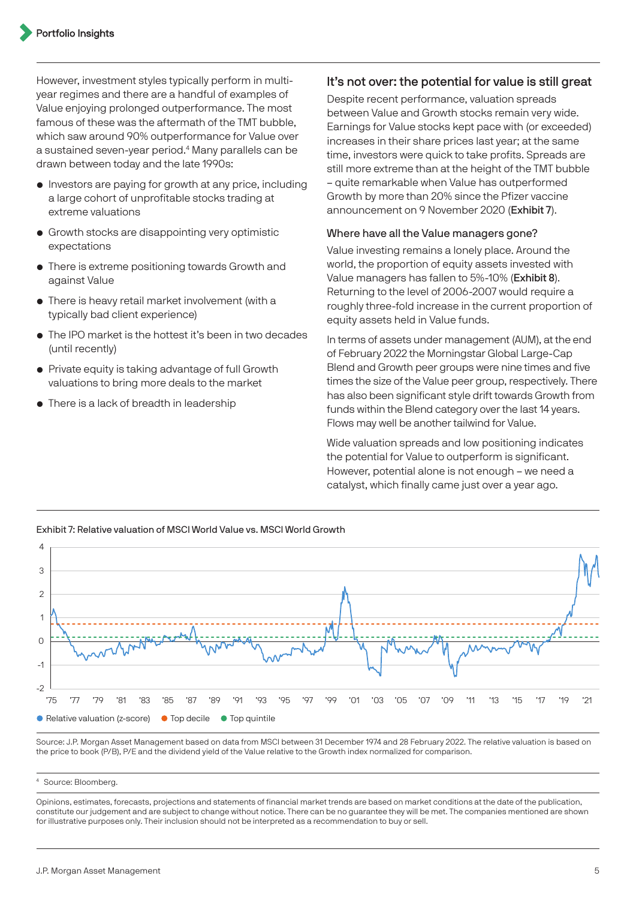However, investment styles typically perform in multi-year regimes and there are a handful of examples of Value enjoying prolonged outperformance. The most famous of these was the aftermath of the TMT bubble, which saw around 90% outperformance for Value over a sustained seven-year period.[4] Many parallels can be drawn between today and the late 1990s:

- Investors are paying for growth at any price, including a large cohort of unprofitable stocks trading at extreme valuations
- Growth stocks are disappointing very optimistic expectations
- There is extreme positioning towards Growth and against Value
- There is heavy retail market involvement (with a typically bad client experience)
- The IPO market is the hottest it's been in two decades (until recently)
- Private equity is taking advantage of full Growth valuations to bring more deals to the market
- There is a lack of breadth in leadership

## It's not over: the potential for value is still great

Despite recent performance, valuation spreads between Value and Growth stocks remain very wide. Earnings for Value stocks kept pace with (or exceeded) increases in their share prices last year; at the same time, investors were quick to take profits. Spreads are still more extreme than at the height of the TMT bubble – quite remarkable when Value has outperformed Growth by more than 20% since the Pfizer vaccine announcement on 9 November 2020 (**Exhibit 7**).

### Where have all the Value managers gone?

Value investing remains a lonely place. Around the world, the proportion of equity assets invested with Value managers has fallen to 5%-10% (**Exhibit 8**). Returning to the level of 2006-2007 would require a roughly three-fold increase in the current proportion of equity assets held in Value funds.

In terms of assets under management (AUM), at the end of February 2022 the Morningstar Global Large-Cap Blend and Growth peer groups were nine times and five times the size of the Value peer group, respectively. There has also been significant style drift towards Growth from funds within the Blend category over the last 14 years. Flows may well be another tailwind for Value.

Wide valuation spreads and low positioning indicates the potential for Value to outperform is significant. However, potential alone is not enough – we need a catalyst, which finally came just over a year ago.

Exhibit 7: Relative valuation of MSCI World Value vs. MSCI World Growth

Relative valuation (z-score) · Top decile · Top quintile

Source: J.P. Morgan Asset Management based on data from MSCI between 31 December 1974 and 28 February 2022. The relative valuation is based on the price to book (P/B), P/E and the dividend yield of the Value relative to the Growth index normalized for comparison.

[4] Source: Bloomberg.

Opinions, estimates, forecasts, projections and statements of financial market trends are based on market conditions at the date of the publication, constitute our judgement and are subject to change without notice. There can be no guarantee they will be met. The companies mentioned are shown for illustrative purposes only. Their inclusion should not be interpreted as a recommendation to buy or sell.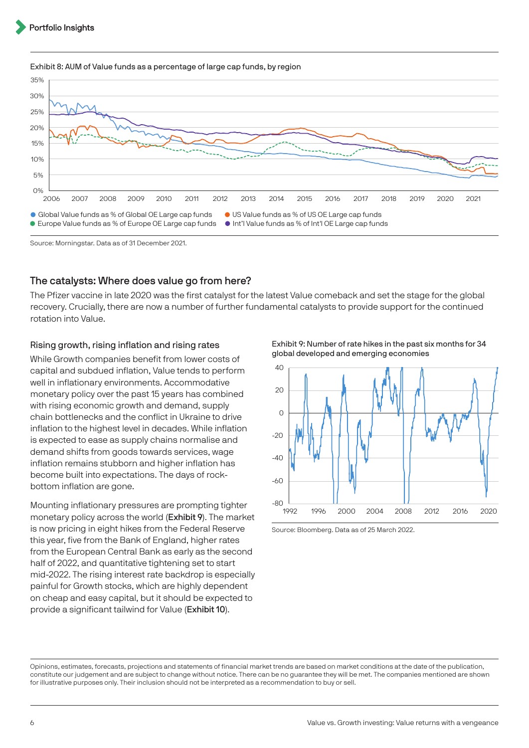Exhibit 8: AUM of Value funds as a percentage of large cap funds, by region

- Global Value funds as % of Global OE Large cap funds
- US Value funds as % of US OE Large cap funds
- Europe Value funds as % of Europe OE Large cap funds
- Int'l Value funds as % of Int'l OE Large cap funds

Source: Morningstar. Data as of 31 December 2021.

## The catalysts: Where does value go from here?

The Pfizer vaccine in late 2020 was the first catalyst for the latest Value comeback and set the stage for the global recovery. Crucially, there are now a number of further fundamental catalysts to provide support for the continued rotation into Value.

### Rising growth, rising inflation and rising rates

While Growth companies benefit from lower costs of capital and subdued inflation, Value tends to perform well in inflationary environments. Accommodative monetary policy over the past 15 years has combined with rising economic growth and demand, supply chain bottlenecks and the conflict in Ukraine to drive inflation to the highest level in decades. While inflation is expected to ease as supply chains normalise and demand shifts from goods towards services, wage inflation remains stubborn and higher inflation has become built into expectations. The days of rock-bottom inflation are gone.

Mounting inflationary pressures are prompting tighter monetary policy across the world (**Exhibit 9**). The market is now pricing in eight hikes from the Federal Reserve this year, five from the Bank of England, higher rates from the European Central Bank as early as the second half of 2022, and quantitative tightening set to start mid-2022. The rising interest rate backdrop is especially painful for Growth stocks, which are highly dependent on cheap and easy capital, but it should be expected to provide a significant tailwind for Value (**Exhibit 10**).

Exhibit 9: Number of rate hikes in the past six months for 34 global developed and emerging economies

Source: Bloomberg. Data as of 25 March 2022.

Opinions, estimates, forecasts, projections and statements of financial market trends are based on market conditions at the date of the publication, constitute our judgement and are subject to change without notice. There can be no guarantee they will be met. The companies mentioned are shown for illustrative purposes only. Their inclusion should not be interpreted as a recommendation to buy or sell.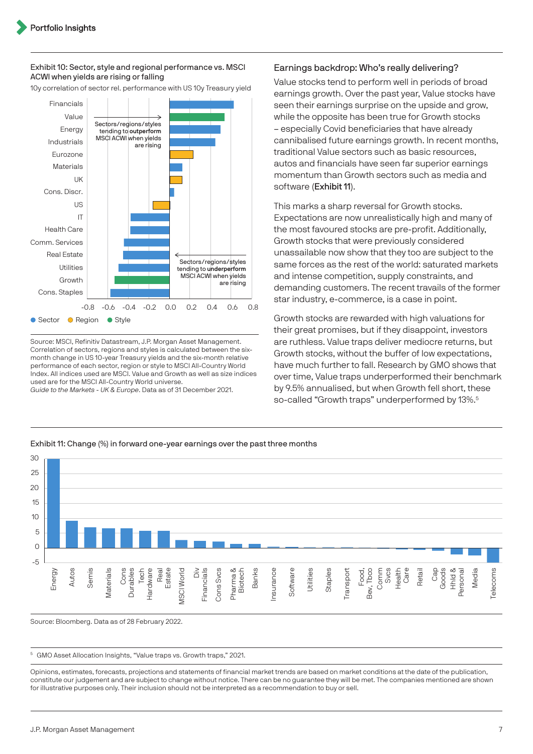**Exhibit 10: Sector, style and regional performance vs. MSCI ACWI when yields are rising or falling**

10y correlation of sector rel. performance with US 10y Treasury yield

Financials, Value, Energy, Industrials, Eurozone, Materials, UK, Cons. Discr., US, IT, Health Care, Comm. Services, Real Estate, Utilities, Growth, Cons. Staples

Sectors/regions/styles tending to **outperform** MSCI ACWI when yields are rising

Sectors/regions/styles tending to **underperform** MSCI ACWI when yields are rising

-0.8 -0.6 -0.4 -0.2 0.0 0.2 0.4 0.6 0.8

Sector Region Style

Source: MSCI, Refinitiv Datastream, J.P. Morgan Asset Management. Correlation of sectors, regions and styles is calculated between the six-month change in US 10-year Treasury yields and the six-month relative performance of each sector, region or style to MSCI All-Country World Index. All indices used are MSCI. Value and Growth as well as size indices used are for the MSCI All-Country World universe. *Guide to the Markets - UK & Europe*. Data as of 31 December 2021.

## Earnings backdrop: Who's really delivering?

Value stocks tend to perform well in periods of broad earnings growth. Over the past year, Value stocks have seen their earnings surprise on the upside and grow, while the opposite has been true for Growth stocks – especially Covid beneficiaries that have already cannibalised future earnings growth. In recent months, traditional Value sectors such as basic resources, autos and financials have seen far superior earnings momentum than Growth sectors such as media and software (**Exhibit 11**).

This marks a sharp reversal for Growth stocks. Expectations are now unrealistically high and many of the most favoured stocks are pre-profit. Additionally, Growth stocks that were previously considered unassailable now show that they too are subject to the same forces as the rest of the world: saturated markets and intense competition, supply constraints, and demanding customers. The recent travails of the former star industry, e-commerce, is a case in point.

Growth stocks are rewarded with high valuations for their great promises, but if they disappoint, investors are ruthless. Value traps deliver mediocre returns, but Growth stocks, without the buffer of low expectations, have much further to fall. Research by GMO shows that over time, Value traps underperformed their benchmark by 9.5% annualised, but when Growth fell short, these so-called "Growth traps" underperformed by 13%.[5]

**Exhibit 11: Change (%) in forward one-year earnings over the past three months**

30 25 20 15 10 5 0 -5

Energy, Autos, Semis, Materials, Cons Durables, Tech Hardware, Real Estate, MSCI World, Div Financials, Cons Svcs, Pharma & Biotech, Banks, Insurance, Software, Utilities, Staples, Transport, Food, Bev, Tbco, Comm Svcs, Health Care, Retail, Cap Goods, Hhld & Personal, Media, Telecoms

Source: Bloomberg. Data as of 28 February 2022.

[5] GMO Asset Allocation Insights, "Value traps vs. Growth traps," 2021.

Opinions, estimates, forecasts, projections and statements of financial market trends are based on market conditions at the date of the publication, constitute our judgement and are subject to change without notice. There can be no guarantee they will be met. The companies mentioned are shown for illustrative purposes only. Their inclusion should not be interpreted as a recommendation to buy or sell.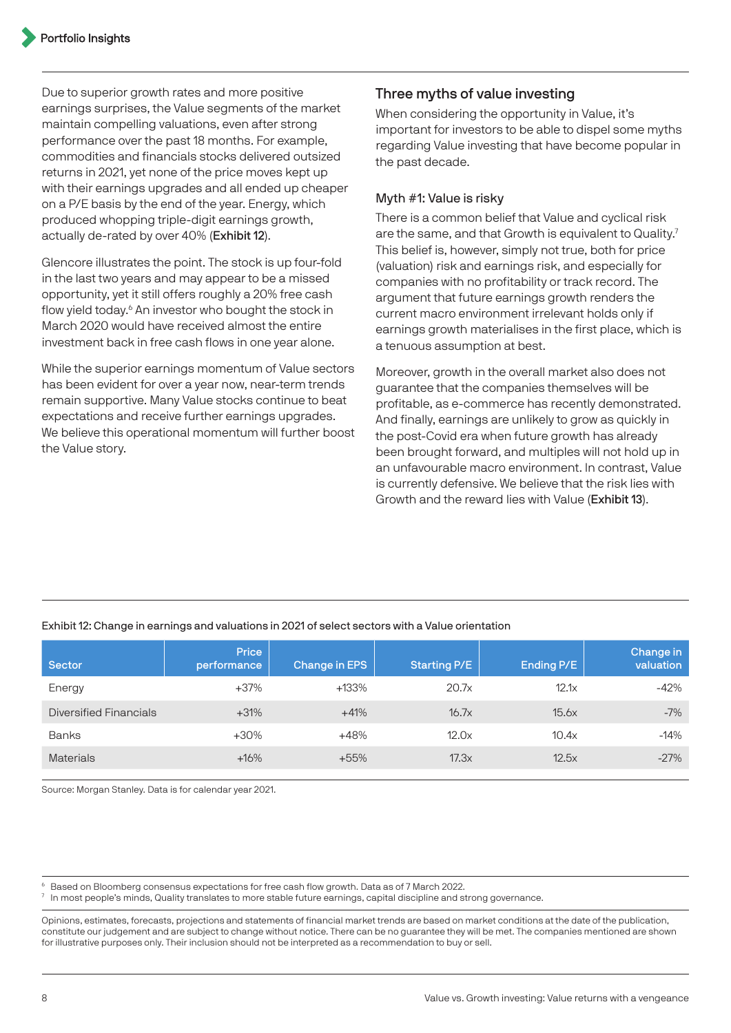Due to superior growth rates and more positive earnings surprises, the Value segments of the market maintain compelling valuations, even after strong performance over the past 18 months. For example, commodities and financials stocks delivered outsized returns in 2021, yet none of the price moves kept up with their earnings upgrades and all ended up cheaper on a P/E basis by the end of the year. Energy, which produced whopping triple-digit earnings growth, actually de-rated by over 40% (**Exhibit 12**).

Glencore illustrates the point. The stock is up four-fold in the last two years and may appear to be a missed opportunity, yet it still offers roughly a 20% free cash flow yield today.[6] An investor who bought the stock in March 2020 would have received almost the entire investment back in free cash flows in one year alone.

While the superior earnings momentum of Value sectors has been evident for over a year now, near-term trends remain supportive. Many Value stocks continue to beat expectations and receive further earnings upgrades. We believe this operational momentum will further boost the Value story.

## Three myths of value investing

When considering the opportunity in Value, it's important for investors to be able to dispel some myths regarding Value investing that have become popular in the past decade.

### Myth #1: Value is risky

There is a common belief that Value and cyclical risk are the same, and that Growth is equivalent to Quality.[7] This belief is, however, simply not true, both for price (valuation) risk and earnings risk, and especially for companies with no profitability or track record. The argument that future earnings growth renders the current macro environment irrelevant holds only if earnings growth materialises in the first place, which is a tenuous assumption at best.

Moreover, growth in the overall market also does not guarantee that the companies themselves will be profitable, as e-commerce has recently demonstrated. And finally, earnings are unlikely to grow as quickly in the post-Covid era when future growth has already been brought forward, and multiples will not hold up in an unfavourable macro environment. In contrast, Value is currently defensive. We believe that the risk lies with Growth and the reward lies with Value (**Exhibit 13**).

Exhibit 12: Change in earnings and valuations in 2021 of select sectors with a Value orientation

| Sector | Price performance | Change in EPS | Starting P/E | Ending P/E | Change in valuation |
|---|---|---|---|---|---|
| Energy | +37% | +133% | 20.7x | 12.1x | -42% |
| Diversified Financials | +31% | +41% | 16.7x | 15.6x | -7% |
| Banks | +30% | +48% | 12.0x | 10.4x | -14% |
| Materials | +16% | +55% | 17.3x | 12.5x | -27% |

Source: Morgan Stanley. Data is for calendar year 2021.

[6] Based on Bloomberg consensus expectations for free cash flow growth. Data as of 7 March 2022.
[7] In most people's minds, Quality translates to more stable future earnings, capital discipline and strong governance.

Opinions, estimates, forecasts, projections and statements of financial market trends are based on market conditions at the date of the publication, constitute our judgement and are subject to change without notice. There can be no guarantee they will be met. The companies mentioned are shown for illustrative purposes only. Their inclusion should not be interpreted as a recommendation to buy or sell.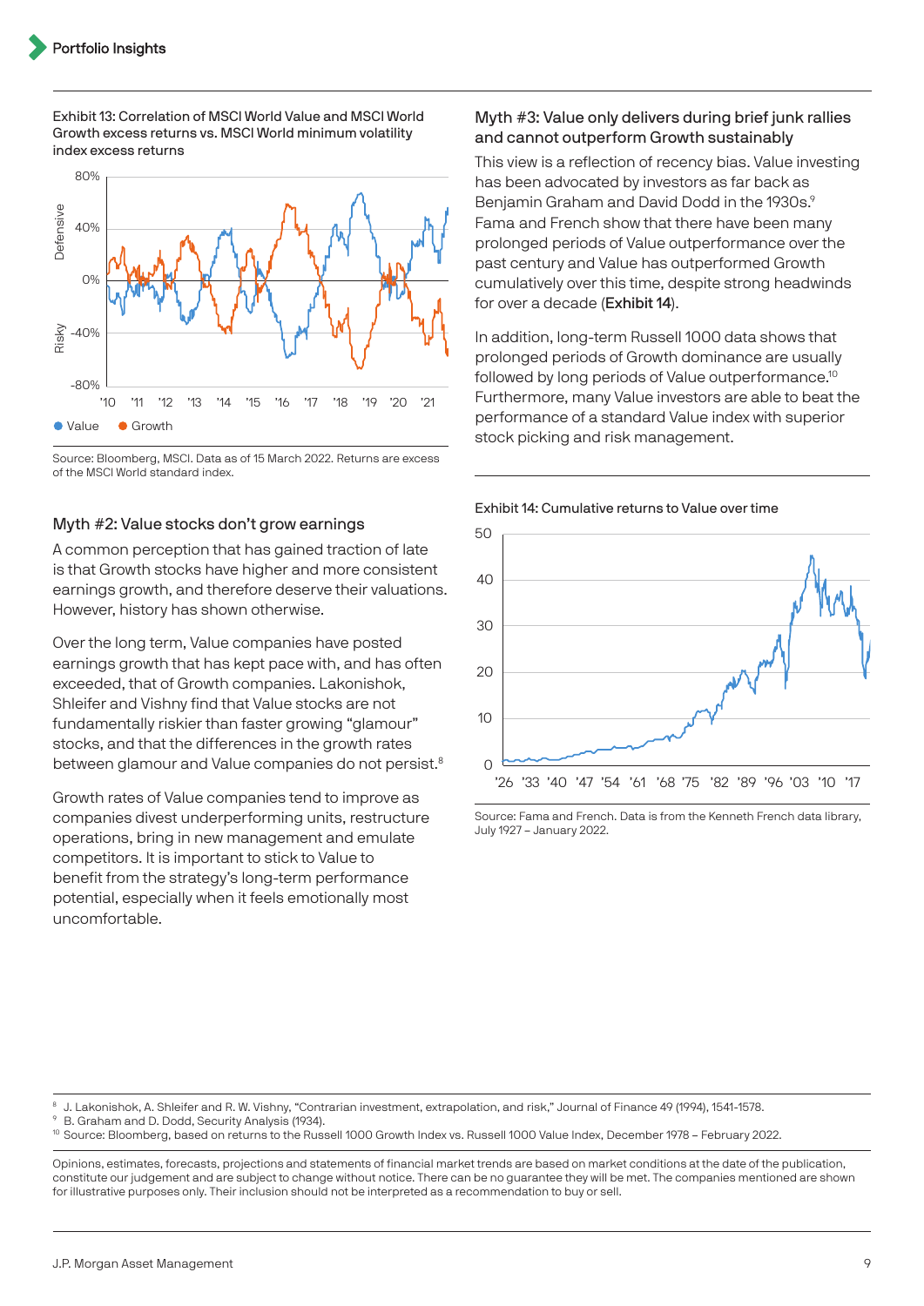Exhibit 13: Correlation of MSCI World Value and MSCI World Growth excess returns vs. MSCI World minimum volatility index excess returns

Source: Bloomberg, MSCI. Data as of 15 March 2022. Returns are excess of the MSCI World standard index.

### Myth #2: Value stocks don't grow earnings

A common perception that has gained traction of late is that Growth stocks have higher and more consistent earnings growth, and therefore deserve their valuations. However, history has shown otherwise.

Over the long term, Value companies have posted earnings growth that has kept pace with, and has often exceeded, that of Growth companies. Lakonishok, Shleifer and Vishny find that Value stocks are not fundamentally riskier than faster growing "glamour" stocks, and that the differences in the growth rates between glamour and Value companies do not persist.[8]

Growth rates of Value companies tend to improve as companies divest underperforming units, restructure operations, bring in new management and emulate competitors. It is important to stick to Value to benefit from the strategy's long-term performance potential, especially when it feels emotionally most uncomfortable.

### Myth #3: Value only delivers during brief junk rallies and cannot outperform Growth sustainably

This view is a reflection of recency bias. Value investing has been advocated by investors as far back as Benjamin Graham and David Dodd in the 1930s.[9] Fama and French show that there have been many prolonged periods of Value outperformance over the past century and Value has outperformed Growth cumulatively over this time, despite strong headwinds for over a decade (**Exhibit 14**).

In addition, long-term Russell 1000 data shows that prolonged periods of Growth dominance are usually followed by long periods of Value outperformance.[10] Furthermore, many Value investors are able to beat the performance of a standard Value index with superior stock picking and risk management.

Exhibit 14: Cumulative returns to Value over time

Source: Fama and French. Data is from the Kenneth French data library, July 1927 – January 2022.

---

[8] J. Lakonishok, A. Shleifer and R. W. Vishny, "Contrarian investment, extrapolation, and risk," Journal of Finance 49 (1994), 1541-1578.

[9] B. Graham and D. Dodd, Security Analysis (1934).

[10] Source: Bloomberg, based on returns to the Russell 1000 Growth Index vs. Russell 1000 Value Index, December 1978 – February 2022.

Opinions, estimates, forecasts, projections and statements of financial market trends are based on market conditions at the date of the publication, constitute our judgement and are subject to change without notice. There can be no guarantee they will be met. The companies mentioned are shown for illustrative purposes only. Their inclusion should not be interpreted as a recommendation to buy or sell.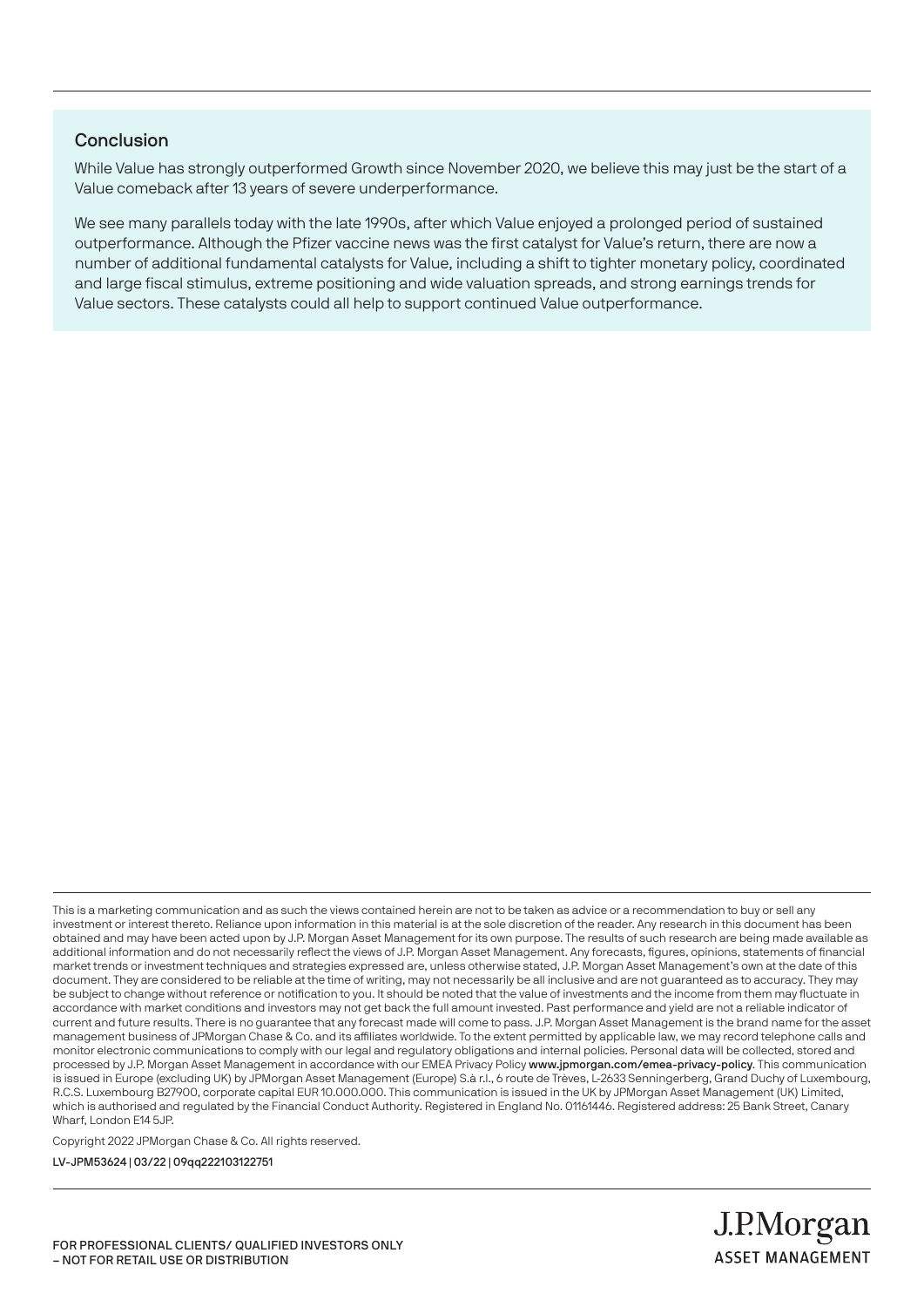## Conclusion

While Value has strongly outperformed Growth since November 2020, we believe this may just be the start of a Value comeback after 13 years of severe underperformance.

We see many parallels today with the late 1990s, after which Value enjoyed a prolonged period of sustained outperformance. Although the Pfizer vaccine news was the first catalyst for Value's return, there are now a number of additional fundamental catalysts for Value, including a shift to tighter monetary policy, coordinated and large fiscal stimulus, extreme positioning and wide valuation spreads, and strong earnings trends for Value sectors. These catalysts could all help to support continued Value outperformance.

This is a marketing communication and as such the views contained herein are not to be taken as advice or a recommendation to buy or sell any investment or interest thereto. Reliance upon information in this material is at the sole discretion of the reader. Any research in this document has been obtained and may have been acted upon by J.P. Morgan Asset Management for its own purpose. The results of such research are being made available as additional information and do not necessarily reflect the views of J.P. Morgan Asset Management. Any forecasts, figures, opinions, statements of financial market trends or investment techniques and strategies expressed are, unless otherwise stated, J.P. Morgan Asset Management's own at the date of this document. They are considered to be reliable at the time of writing, may not necessarily be all inclusive and are not guaranteed as to accuracy. They may be subject to change without reference or notification to you. It should be noted that the value of investments and the income from them may fluctuate in accordance with market conditions and investors may not get back the full amount invested. Past performance and yield are not a reliable indicator of current and future results. There is no guarantee that any forecast made will come to pass. J.P. Morgan Asset Management is the brand name for the asset management business of JPMorgan Chase & Co. and its affiliates worldwide. To the extent permitted by applicable law, we may record telephone calls and monitor electronic communications to comply with our legal and regulatory obligations and internal policies. Personal data will be collected, stored and processed by J.P. Morgan Asset Management in accordance with our EMEA Privacy Policy **www.jpmorgan.com/emea-privacy-policy**. This communication is issued in Europe (excluding UK) by JPMorgan Asset Management (Europe) S.à r.l., 6 route de Trèves, L-2633 Senningerberg, Grand Duchy of Luxembourg, R.C.S. Luxembourg B27900, corporate capital EUR 10.000.000. This communication is issued in the UK by JPMorgan Asset Management (UK) Limited, which is authorised and regulated by the Financial Conduct Authority. Registered in England No. 01161446. Registered address: 25 Bank Street, Canary Wharf, London E14 5JP.

Copyright 2022 JPMorgan Chase & Co. All rights reserved.

LV-JPM53624 | 03/22 | 09qq222103122751

FOR PROFESSIONAL CLIENTS/ QUALIFIED INVESTORS ONLY – NOT FOR RETAIL USE OR DISTRIBUTION

J.P.Morgan ASSET MANAGEMENT